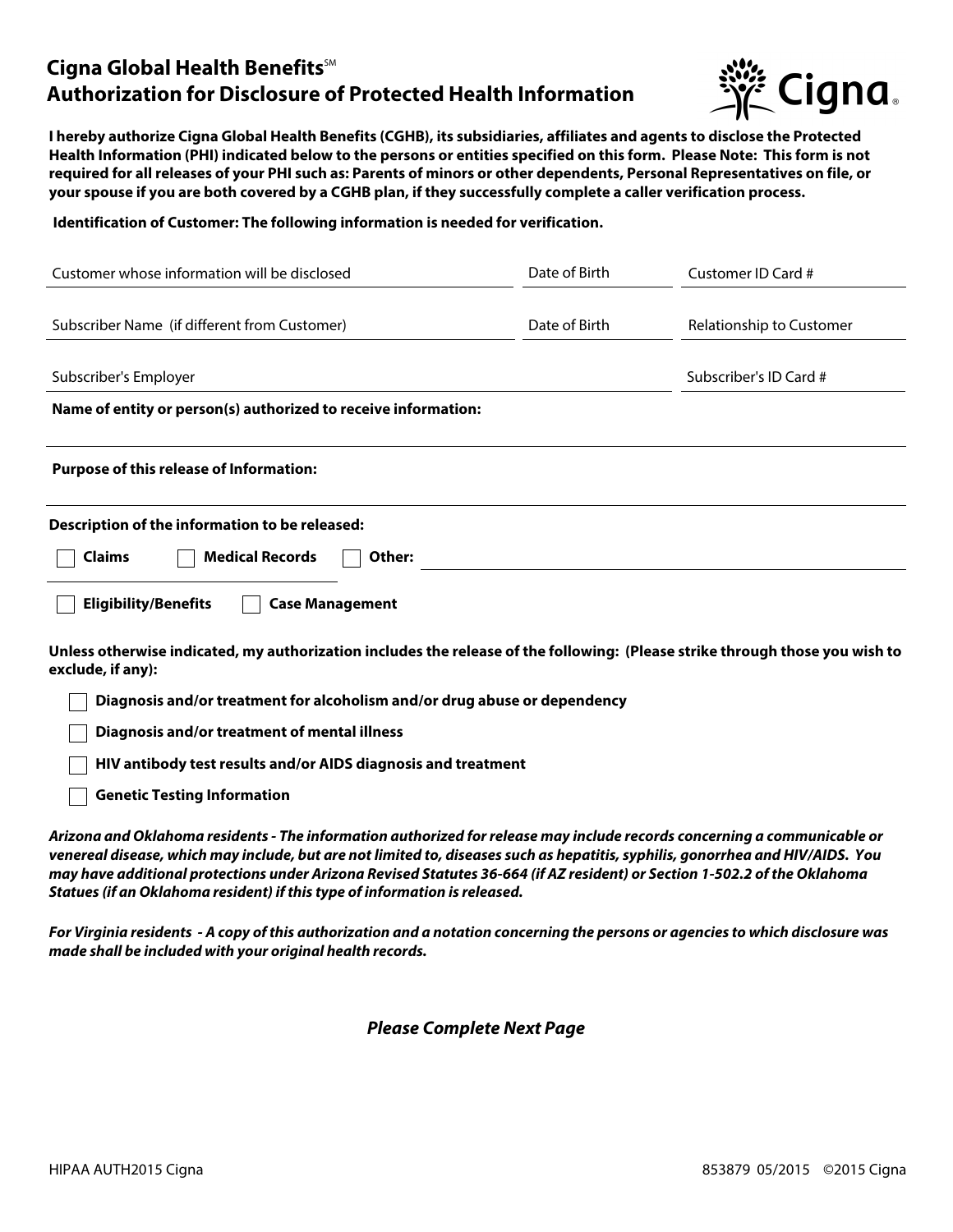# Cigna Global Health Benefits[SM]
# Authorization for Disclosure of Protected Health Information

**I hereby authorize Cigna Global Health Benefits (CGHB), its subsidiaries, affiliates and agents to disclose the Protected Health Information (PHI) indicated below to the persons or entities specified on this form. Please Note: This form is not required for all releases of your PHI such as: Parents of minors or other dependents, Personal Representatives on file, or your spouse if you are both covered by a CGHB plan, if they successfully complete a caller verification process.**

**Identification of Customer: The following information is needed for verification.**

| Customer whose information will be disclosed | Date of Birth | Customer ID Card # |
|---|---|---|
| Subscriber Name (if different from Customer) | Date of Birth | Relationship to Customer |
| Subscriber's Employer | | Subscriber's ID Card # |

**Name of entity or person(s) authorized to receive information:** ______________________

**Purpose of this release of Information:** ______________________

**Description of the information to be released:**

- [ ] **Claims**
- [ ] **Medical Records**
- [ ] **Other:** ______________________
- [ ] **Eligibility/Benefits**
- [ ] **Case Management**

**Unless otherwise indicated, my authorization includes the release of the following: (Please strike through those you wish to exclude, if any):**

- [ ] **Diagnosis and/or treatment for alcoholism and/or drug abuse or dependency**
- [ ] **Diagnosis and/or treatment of mental illness**
- [ ] **HIV antibody test results and/or AIDS diagnosis and treatment**
- [ ] **Genetic Testing Information**

***Arizona and Oklahoma residents - The information authorized for release may include records concerning a communicable or venereal disease, which may include, but are not limited to, diseases such as hepatitis, syphilis, gonorrhea and HIV/AIDS. You may have additional protections under Arizona Revised Statutes 36-664 (if AZ resident) or Section 1-502.2 of the Oklahoma Statues (if an Oklahoma resident) if this type of information is released.***

***For Virginia residents - A copy of this authorization and a notation concerning the persons or agencies to which disclosure was made shall be included with your original health records.***

***Please Complete Next Page***

HIPAA AUTH2015 Cigna

853879 05/2015 ©2015 Cigna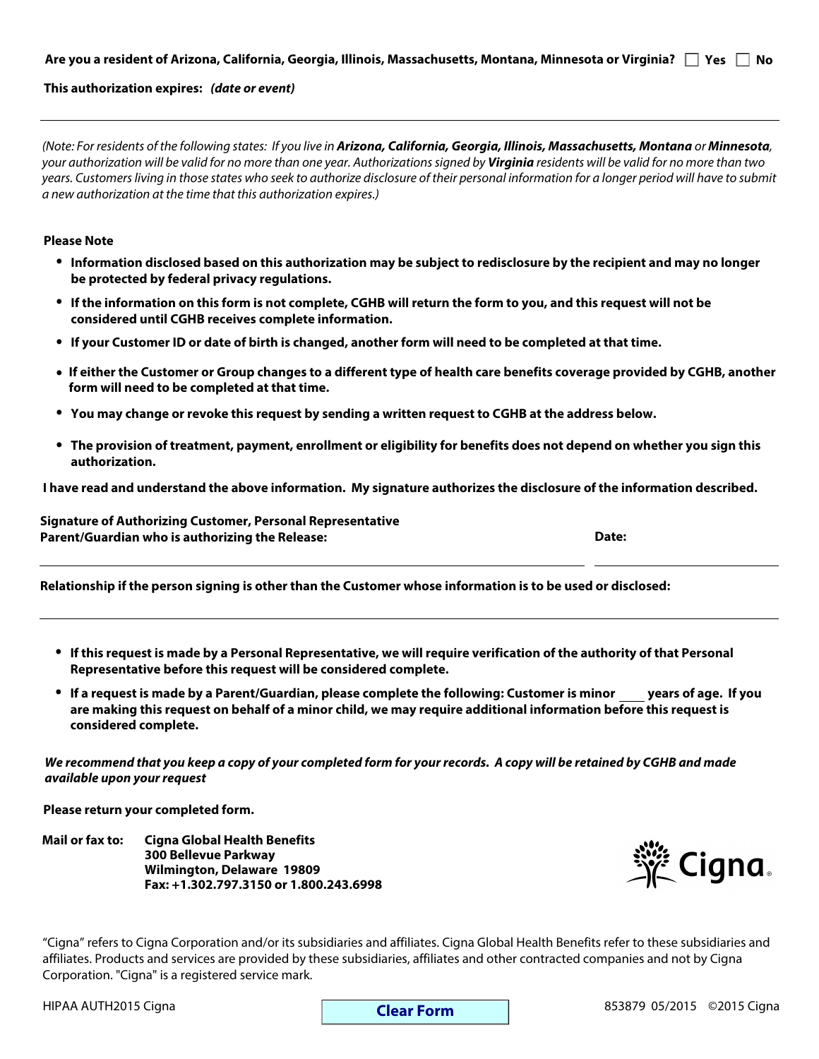**Are you a resident of Arizona, California, Georgia, Illinois, Massachusetts, Montana, Minnesota or Virginia?** ☐ **Yes** ☐ **No**

**This authorization expires:** ***(date or event)***

---

*(Note: For residents of the following states: If you live in* ***Arizona, California, Georgia, Illinois, Massachusetts, Montana*** *or* ***Minnesota****, your authorization will be valid for no more than one year. Authorizations signed by* ***Virginia*** *residents will be valid for no more than two years. Customers living in those states who seek to authorize disclosure of their personal information for a longer period will have to submit a new authorization at the time that this authorization expires.)*

**Please Note**

- **Information disclosed based on this authorization may be subject to redisclosure by the recipient and may no longer be protected by federal privacy regulations.**
- **If the information on this form is not complete, CGHB will return the form to you, and this request will not be considered until CGHB receives complete information.**
- **If your Customer ID or date of birth is changed, another form will need to be completed at that time.**
- **If either the Customer or Group changes to a different type of health care benefits coverage provided by CGHB, another form will need to be completed at that time.**
- **You may change or revoke this request by sending a written request to CGHB at the address below.**
- **The provision of treatment, payment, enrollment or eligibility for benefits does not depend on whether you sign this authorization.**

**I have read and understand the above information. My signature authorizes the disclosure of the information described.**

**Signature of Authorizing Customer, Personal Representative Parent/Guardian who is authorizing the Release:** ______________________ **Date:** __________

**Relationship if the person signing is other than the Customer whose information is to be used or disclosed:**

______________________

- **If this request is made by a Personal Representative, we will require verification of the authority of that Personal Representative before this request will be considered complete.**
- **If a request is made by a Parent/Guardian, please complete the following: Customer is minor ____ years of age. If you are making this request on behalf of a minor child, we may require additional information before this request is considered complete.**

***We recommend that you keep a copy of your completed form for your records. A copy will be retained by CGHB and made available upon your request***

**Please return your completed form.**

**Mail or fax to:** **Cigna Global Health Benefits**
**300 Bellevue Parkway**
**Wilmington, Delaware 19809**
**Fax: +1.302.797.3150 or 1.800.243.6998**

Cigna®

"Cigna" refers to Cigna Corporation and/or its subsidiaries and affiliates. Cigna Global Health Benefits refer to these subsidiaries and affiliates. Products and services are provided by these subsidiaries, affiliates and other contracted companies and not by Cigna Corporation. "Cigna" is a registered service mark.

HIPAA AUTH2015 Cigna **Clear Form** 853879 05/2015 ©2015 Cigna